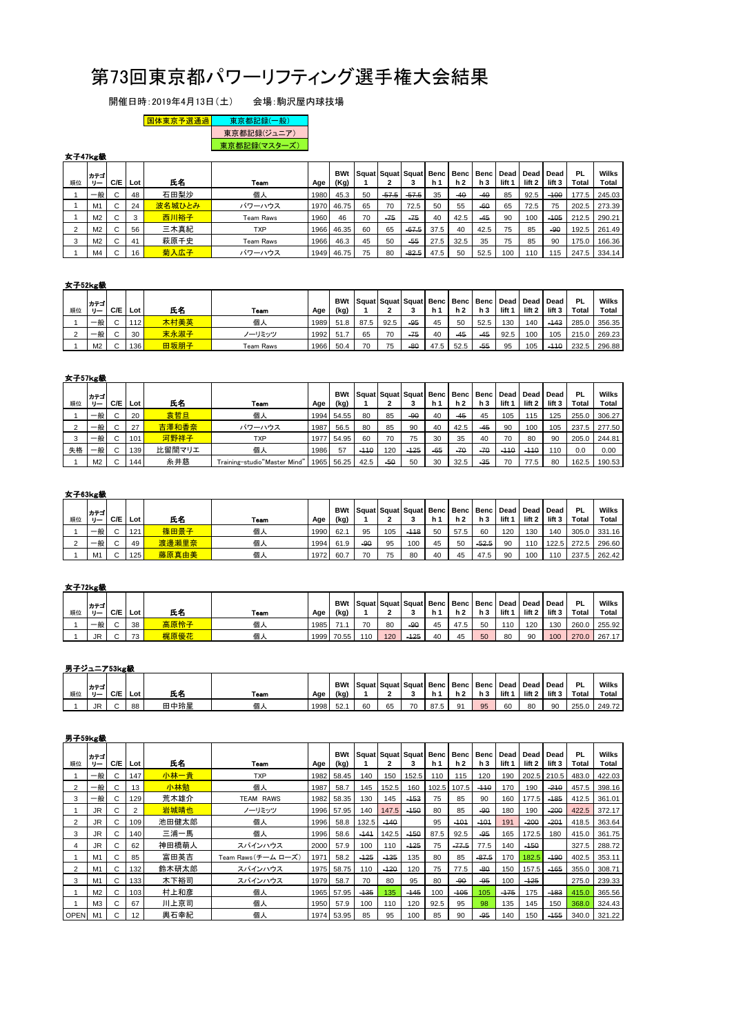# 第73回東京都パワーリフティング選手権大会結果

開催日時：2019年4月13日（土）　会場：駒沢屋内球技場

国体東京予選通過 / 東京都記録(一般) / 東京都記録(ジュニア) / 東京都記録(マスターズ)

### 女子47kg級

| 順位 | カテゴリー | C/E | Lot | 氏名 | Team | Age | BWt (Kg) | Squat 1 | Squat 2 | Squat 3 | Bench 1 | Bench 2 | Bench 3 | Deadlift 1 | Deadlift 2 | Deadlift 3 | PL Total | Wilks Total |
|---|---|---|---|---|---|---|---|---|---|---|---|---|---|---|---|---|---|---|
| 1 | 一般 | C | 48 | 石田梨沙 | 個人 | 1980 | 45.3 | 50 | -57.5 | -57.5 | 35 | -40 | -40 | 85 | 92.5 | -100 | 177.5 | 245.03 |
| 1 | M1 | C | 24 | 波名城ひとみ | パワーハウス | 1970 | 46.75 | 65 | 70 | 72.5 | 50 | 55 | -60 | 65 | 72.5 | 75 | 202.5 | 273.39 |
| 1 | M2 | C | 3 | 西川裕子 | Team Raws | 1960 | 46 | 70 | -75 | -75 | 40 | 42.5 | -45 | 90 | 100 | -105 | 212.5 | 290.21 |
| 2 | M2 | C | 56 | 三木真紀 | TXP | 1966 | 46.35 | 60 | 65 | -67.5 | 37.5 | 40 | 42.5 | 75 | 85 | -90 | 192.5 | 261.49 |
| 3 | M2 | C | 41 | 萩原千史 | Team Raws | 1966 | 46.3 | 45 | 50 | -55 | 27.5 | 32.5 | 35 | 75 | 85 | 90 | 175.0 | 166.36 |
| 1 | M4 | C | 16 | 菊入広子 | パワーハウス | 1949 | 46.75 | 75 | 80 | -82.5 | 47.5 | 50 | 52.5 | 100 | 110 | 115 | 247.5 | 334.14 |

### 女子52kg級

| 順位 | カテゴリー | C/E | Lot | 氏名 | Team | Age | BWt (Kg) | Squat 1 | Squat 2 | Squat 3 | Bench 1 | Bench 2 | Bench 3 | Deadlift 1 | Deadlift 2 | Deadlift 3 | PL Total | Wilks Total |
|---|---|---|---|---|---|---|---|---|---|---|---|---|---|---|---|---|---|---|
| 1 | 一般 | C | 112 | 木村美英 | 個人 | 1989 | 51.8 | 87.5 | 92.5 | -95 | 45 | 50 | 52.5 | 130 | 140 | -143 | 285.0 | 356.35 |
| 2 | 一般 | C | 30 | 末永淑子 | ノーリミッツ | 1992 | 51.7 | 65 | 70 | -75 | 40 | -45 | -45 | 92.5 | 100 | 105 | 215.0 | 269.23 |
| 1 | M2 | C | 136 | 田坂朋子 | Team Raws | 1966 | 50.4 | 70 | 75 | -80 | 47.5 | 52.5 | -55 | 95 | 105 | -110 | 232.5 | 296.88 |

### 女子57kg級

| 順位 | カテゴリー | C/E | Lot | 氏名 | Team | Age | BWt (Kg) | Squat 1 | Squat 2 | Squat 3 | Bench 1 | Bench 2 | Bench 3 | Deadlift 1 | Deadlift 2 | Deadlift 3 | PL Total | Wilks Total |
|---|---|---|---|---|---|---|---|---|---|---|---|---|---|---|---|---|---|---|
| 1 | 一般 | C | 20 | 袁哲旦 | 個人 | 1994 | 54.55 | 80 | 85 | -90 | 40 | -45 | 45 | 105 | 115 | 125 | 255.0 | 306.27 |
| 2 | 一般 | C | 27 | 吉澤和香奈 | パワーハウス | 1987 | 56.5 | 80 | 85 | 90 | 40 | 42.5 | -45 | 90 | 100 | 105 | 237.5 | 277.50 |
| 3 | 一般 | C | 101 | 河野祥子 | TXP | 1977 | 54.95 | 60 | 70 | 75 | 30 | 35 | 40 | 70 | 80 | 90 | 205.0 | 244.81 |
| 失格 | 一般 | C | 139 | 比留間マリエ | 個人 | 1986 | 57 | -110 | 120 | -125 | -65 | -70 | -70 | -110 | -110 | 110 | 0.0 | 0.00 |
| 1 | M2 | C | 144 | 糸井慈 | Training-studio"Master Mind" | 1965 | 56.25 | 42.5 | -50 | 50 | 30 | 32.5 | -35 | 70 | 77.5 | 80 | 162.5 | 190.53 |

### 女子63kg級

| 順位 | カテゴリー | C/E | Lot | 氏名 | Team | Age | BWt (Kg) | Squat 1 | Squat 2 | Squat 3 | Bench 1 | Bench 2 | Bench 3 | Deadlift 1 | Deadlift 2 | Deadlift 3 | PL Total | Wilks Total |
|---|---|---|---|---|---|---|---|---|---|---|---|---|---|---|---|---|---|---|
| 1 | 一般 | C | 121 | 篠田景子 | 個人 | 1990 | 62.1 | 95 | 105 | -118 | 50 | 57.5 | 60 | 120 | 130 | 140 | 305.0 | 331.16 |
| 2 | 一般 | C | 49 | 渡邊瀬里奈 | 個人 | 1994 | 61.9 | -90 | 95 | 100 | 45 | 50 | -52.5 | 90 | 110 | 122.5 | 272.5 | 296.60 |
| 1 | M1 | C | 125 | 藤原真由美 | 個人 | 1972 | 60.7 | 70 | 75 | 80 | 40 | 45 | 47.5 | 90 | 100 | 110 | 237.5 | 262.42 |

### 女子72kg級

| 順位 | カテゴリー | C/E | Lot | 氏名 | Team | Age | BWt (Kg) | Squat 1 | Squat 2 | Squat 3 | Bench 1 | Bench 2 | Bench 3 | Deadlift 1 | Deadlift 2 | Deadlift 3 | PL Total | Wilks Total |
|---|---|---|---|---|---|---|---|---|---|---|---|---|---|---|---|---|---|---|
| 1 | 一般 | C | 38 | 高原怜子 | 個人 | 1985 | 71.1 | 70 | 80 | -90 | 45 | 47.5 | 50 | 110 | 120 | 130 | 260.0 | 255.92 |
| 1 | JR | C | 73 | 梶原優花 | 個人 | 1999 | 70.55 | 110 | 120 | -125 | 40 | 45 | 50 | 80 | 90 | 100 | 270.0 | 267.17 |

### 男子ジュニア53kg級

| 順位 | カテゴリー | C/E | Lot | 氏名 | Team | Age | BWt (Kg) | Squat 1 | Squat 2 | Squat 3 | Bench 1 | Bench 2 | Bench 3 | Deadlift 1 | Deadlift 2 | Deadlift 3 | PL Total | Wilks Total |
|---|---|---|---|---|---|---|---|---|---|---|---|---|---|---|---|---|---|---|
| 1 | JR | C | 88 | 田中玲星 | 個人 | 1998 | 52.1 | 60 | 65 | 70 | 87.5 | 91 | 95 | 60 | 80 | 90 | 255.0 | 249.72 |

### 男子59kg級

| 順位 | カテゴリー | C/E | Lot | 氏名 | Team | Age | BWt (Kg) | Squat 1 | Squat 2 | Squat 3 | Bench 1 | Bench 2 | Bench 3 | Deadlift 1 | Deadlift 2 | Deadlift 3 | PL Total | Wilks Total |
|---|---|---|---|---|---|---|---|---|---|---|---|---|---|---|---|---|---|---|
| 1 | 一般 | C | 147 | 小林一貴 | TXP | 1982 | 58.45 | 140 | 150 | 152.5 | 110 | 115 | 120 | 190 | 202.5 | 210.5 | 483.0 | 422.03 |
| 2 | 一般 | C | 13 | 小林勉 | 個人 | 1987 | 58.7 | 145 | 152.5 | 160 | 102.5 | 107.5 | -110 | 170 | 190 | -210 | 457.5 | 398.16 |
| 3 | 一般 | C | 129 | 荒木雄介 | TEAM RAWS | 1982 | 58.35 | 130 | 145 | -153 | 75 | 85 | 90 | 160 | 177.5 | -185 | 412.5 | 361.01 |
| 1 | JR | C | 2 | 岩城晴也 | ノーリミッツ | 1996 | 57.95 | 140 | 147.5 | -150 | 80 | 85 | -90 | 180 | 190 | -200 | 422.5 | 372.17 |
| 2 | JR | C | 109 | 池田健太郎 | 個人 | 1996 | 58.8 | 132.5 | -140 | | 95 | -101 | -101 | 191 | -200 | -201 | 418.5 | 363.64 |
| 3 | JR | C | 140 | 三浦一馬 | 個人 | 1996 | 58.6 | -141 | 142.5 | -150 | 87.5 | 92.5 | -95 | 165 | 172.5 | 180 | 415.0 | 361.75 |
| 4 | JR | C | 62 | 神田橋萌人 | スパインハウス | 2000 | 57.9 | 100 | 110 | -125 | 75 | -77.5 | 77.5 | 140 | -150 | | 327.5 | 288.72 |
| 1 | M1 | C | 85 | 富田英吉 | Team Raws(チーム ローズ) | 1971 | 58.2 | -125 | -135 | 135 | 80 | 85 | -87.5 | 170 | 182.5 | -190 | 402.5 | 353.11 |
| 2 | M1 | C | 132 | 鈴木研太郎 | スパインハウス | 1975 | 58.75 | 110 | -120 | 120 | 75 | 77.5 | -80 | 150 | 157.5 | -165 | 355.0 | 308.71 |
| 3 | M1 | C | 133 | 木下裕司 | スパインハウス | 1979 | 58.7 | 70 | 80 | 95 | 80 | -90 | -95 | 100 | -125 | | 275.0 | 239.33 |
| 1 | M2 | C | 103 | 村上和彦 | 個人 | 1965 | 57.95 | -135 | 135 | -145 | 100 | -105 | 105 | -175 | 175 | -183 | 415.0 | 365.56 |
| 1 | M3 | C | 67 | 川上京司 | 個人 | 1950 | 57.9 | 100 | 110 | 120 | 92.5 | 95 | 98 | 135 | 145 | 150 | 368.0 | 324.43 |
| OPEN | M1 | C | 12 | 輿石幸紀 | 個人 | 1974 | 53.95 | 85 | 95 | 100 | 85 | 90 | -95 | 140 | 150 | -155 | 340.0 | 321.22 |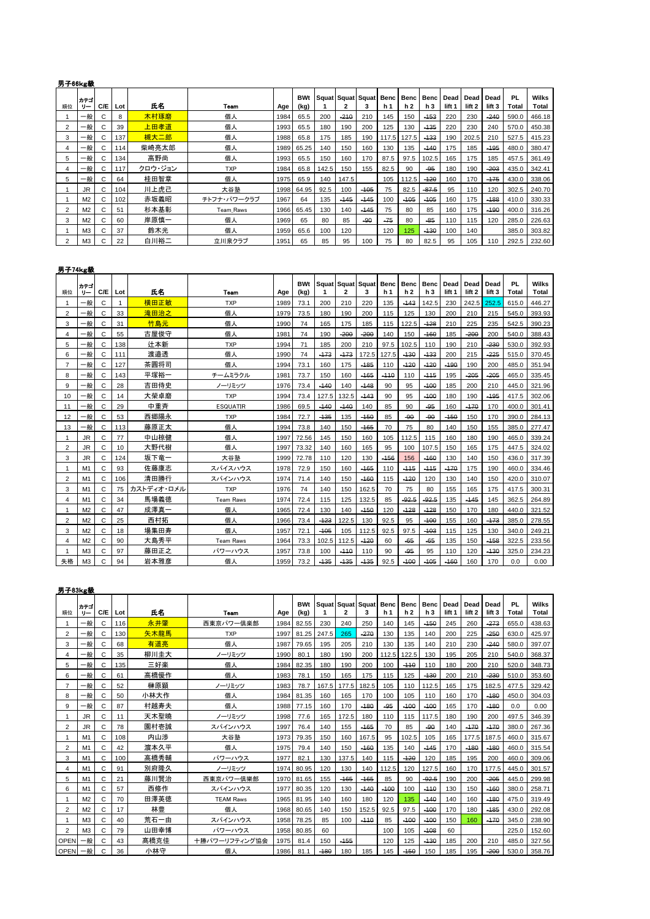## 男子66kg級

| 順位 | カテゴリー | C/E | Lot | 氏名 | Team | Age | BWt (kg) | Squat 1 | Squat 2 | Squat 3 | Bench 1 | Bench 2 | Bench 3 | Dead lift 1 | Dead lift 2 | Dead lift 3 | PL Total | Wilks Total |
|---|---|---|---|---|---|---|---|---|---|---|---|---|---|---|---|---|---|---|
| 1 | 一般 | C | 8 | 木村琢磨 | 個人 | 1984 | 65.5 | 200 | -210 | 210 | 145 | 150 | -153 | 220 | 230 | -240 | 590.0 | 466.18 |
| 2 | 一般 | C | 39 | 上田幸道 | 個人 | 1993 | 65.5 | 180 | 190 | 200 | 125 | 130 | -135 | 220 | 230 | 240 | 570.0 | 450.38 |
| 3 | 一般 | C | 137 | 槻大二郎 | 個人 | 1988 | 65.8 | 175 | 185 | 190 | 117.5 | 127.5 | -133 | 190 | 202.5 | 210 | 527.5 | 415.23 |
| 4 | 一般 | C | 114 | 柴崎亮太郎 | 個人 | 1989 | 65.25 | 140 | 150 | 160 | 130 | 135 | -140 | 175 | 185 | -195 | 480.0 | 380.47 |
| 5 | 一般 | C | 134 | 高野昫 | 個人 | 1993 | 65.5 | 150 | 160 | 170 | 87.5 | 97.5 | 102.5 | 165 | 175 | 185 | 457.5 | 361.49 |
| 4 | 一般 | C | 117 | クロウ・ジョン | TXP | 1984 | 65.8 | 142.5 | 150 | 155 | 82.5 | 90 | -95 | 180 | 190 | -203 | 435.0 | 342.41 |
| 5 | 一般 | C | 64 | 桂田智章 | 個人 | 1975 | 65.9 | 140 | 147.5 | | 105 | 112.5 | -120 | 160 | 170 | -175 | 430.0 | 338.06 |
| 1 | JR | C | 104 | 川上虎己 | 大谷塾 | 1998 | 64.95 | 92.5 | 100 | -105 | 75 | 82.5 | -87.5 | 95 | 110 | 120 | 302.5 | 240.70 |
| 1 | M2 | C | 102 | 赤坂義昭 | チトフナ・パワークラブ | 1967 | 64 | 135 | -145 | -145 | 100 | -105 | -105 | 160 | 175 | -188 | 410.0 | 330.33 |
| 2 | M2 | C | 51 | 杉本基彰 | Team_Raws | 1966 | 65.45 | 130 | 140 | -145 | 75 | 80 | 85 | 160 | 175 | -190 | 400.0 | 316.26 |
| 3 | M2 | C | 60 | 岸原慎一 | 個人 | 1969 | 65 | 80 | 85 | -90 | -75 | 80 | -85 | 110 | 115 | 120 | 285.0 | 226.63 |
| 1 | M3 | C | 37 | 鈴木光 | 個人 | 1959 | 65.6 | 100 | 120 | | 120 | 125 | -130 | 100 | 140 | | 385.0 | 303.82 |
| 2 | M3 | C | 22 | 白川裕二 | 立川泉クラブ | 1951 | 65 | 85 | 95 | 100 | 75 | 80 | 82.5 | 95 | 105 | 110 | 292.5 | 232.60 |

## 男子74kg級

| 順位 | カテゴリー | C/E | Lot | 氏名 | Team | Age | BWt (kg) | Squat 1 | Squat 2 | Squat 3 | Bench 1 | Bench 2 | Bench 3 | Dead lift 1 | Dead lift 2 | Dead lift 3 | PL Total | Wilks Total |
|---|---|---|---|---|---|---|---|---|---|---|---|---|---|---|---|---|---|---|
| 1 | 一般 | C | 1 | 横田正敏 | TXP | 1989 | 73.1 | 200 | 210 | 220 | 135 | -143 | 142.5 | 230 | 242.5 | 252.5 | 615.0 | 446.27 |
| 2 | 一般 | C | 33 | 滝田治之 | 個人 | 1979 | 73.5 | 180 | 190 | 200 | 115 | 125 | 130 | 200 | 210 | 215 | 545.0 | 393.93 |
| 3 | 一般 | C | 31 | 竹島元 | 個人 | 1990 | 74 | 165 | 175 | 185 | 115 | 122.5 | -128 | 210 | 225 | 235 | 542.5 | 390.23 |
| 4 | 一般 | C | 55 | 古屋俊守 | 個人 | 1981 | 74 | 190 | -200 | -200 | 140 | 150 | -160 | 185 | -200 | 200 | 540.0 | 388.43 |
| 5 | 一般 | C | 138 | 辻本新 | TXP | 1994 | 71 | 185 | 200 | 210 | 97.5 | 102.5 | 110 | 190 | 210 | -230 | 530.0 | 392.93 |
| 6 | 一般 | C | 111 | 渡邉透 | 個人 | 1990 | 74 | -173 | -173 | 172.5 | 127.5 | -130 | -133 | 200 | 215 | -225 | 515.0 | 370.45 |
| 7 | 一般 | C | 127 | 茶圓将司 | 個人 | 1994 | 73.1 | 160 | 175 | -185 | 110 | -120 | -120 | -190 | 190 | 200 | 485.0 | 351.94 |
| 8 | 一般 | C | 143 | 平塚裕一 | チームミラクル | 1981 | 73.7 | 150 | 160 | -165 | -110 | 110 | -115 | 195 | -205 | -205 | 465.0 | 335.45 |
| 9 | 一般 | C | 28 | 吉田侍史 | ノーリミッツ | 1976 | 73.4 | -140 | 140 | -148 | 90 | 95 | -100 | 185 | 200 | 210 | 445.0 | 321.96 |
| 10 | 一般 | C | 14 | 大榮卓磨 | TXP | 1994 | 73.4 | 127.5 | 132.5 | -143 | 90 | 95 | -100 | 180 | 190 | -195 | 417.5 | 302.06 |
| 11 | 一般 | C | 29 | 中重齊 | ESQUATIR | 1986 | 69.5 | -140 | -140 | 140 | 85 | 90 | -95 | 160 | -170 | 170 | 400.0 | 301.41 |
| 12 | 一般 | C | 53 | 西郷陽永 | TXP | 1984 | 72.7 | -135 | 135 | -150 | 85 | -90 | -90 | -150 | 150 | 170 | 390.0 | 284.13 |
| 13 | 一般 | C | 113 | 藤原正太 | 個人 | 1994 | 73.8 | 140 | 150 | -165 | 70 | 75 | 80 | 140 | 150 | 155 | 385.0 | 277.47 |
| 1 | JR | C | 77 | 中山椋健 | 個人 | 1997 | 72.56 | 145 | 150 | 160 | 105 | 112.5 | 115 | 160 | 180 | 190 | 465.0 | 339.24 |
| 2 | JR | C | 10 | 大野代樹 | 個人 | 1997 | 73.32 | 140 | 160 | 165 | 95 | 100 | 107.5 | 150 | 165 | 175 | 447.5 | 324.02 |
| 3 | JR | C | 124 | 坂下竜一 | 大谷塾 | 1999 | 72.78 | 110 | 120 | 130 | -156 | 156 | -160 | 130 | 140 | 150 | 436.0 | 317.39 |
| 1 | M1 | C | 93 | 佐藤康志 | スパイスハウス | 1978 | 72.9 | 150 | 160 | -165 | 110 | -115 | -115 | -170 | 175 | 190 | 460.0 | 334.46 |
| 2 | M1 | C | 106 | 清田勝行 | スパインハウス | 1974 | 71.4 | 140 | 150 | -160 | 115 | -120 | 120 | 130 | 140 | 150 | 420.0 | 310.07 |
| 3 | M1 | C | 75 | カストディオ・ロメル | TXP | 1976 | 74 | 140 | 150 | 162.5 | 70 | 75 | 80 | 155 | 165 | 175 | 417.5 | 300.31 |
| 4 | M1 | C | 34 | 馬場義徳 | Team Raws | 1974 | 72.4 | 115 | 125 | 132.5 | 85 | -92.5 | -92.5 | 135 | -145 | 145 | 362.5 | 264.89 |
| 1 | M2 | C | 47 | 成澤真一 | 個人 | 1965 | 72.4 | 130 | 140 | -150 | 120 | -128 | -128 | 150 | 170 | 180 | 440.0 | 321.52 |
| 2 | M2 | C | 25 | 西村拓 | 個人 | 1966 | 73.4 | -123 | 122.5 | 130 | 92.5 | 95 | -100 | 155 | 160 | -173 | 385.0 | 278.55 |
| 3 | M2 | C | 18 | 場集田寿 | 個人 | 1957 | 72.1 | -105 | 105 | 112.5 | 92.5 | 97.5 | -103 | 115 | 125 | 130 | 340.0 | 249.21 |
| 4 | M2 | C | 90 | 大島秀平 | Team Raws | 1964 | 73.3 | 102.5 | 112.5 | -120 | 60 | -65 | -65 | 135 | 150 | -158 | 322.5 | 233.56 |
| 1 | M3 | C | 97 | 藤田正之 | パワーハウス | 1957 | 73.8 | 100 | -110 | 110 | 90 | -95 | 95 | 110 | 120 | -130 | 325.0 | 234.23 |
| 失格 | M3 | C | 94 | 岩本雅彦 | 個人 | 1959 | 73.2 | -135 | -135 | -135 | 92.5 | -100 | -105 | -160 | 160 | 170 | 0.0 | 0.00 |

## 男子83kg級

| 順位 | カテゴリー | C/E | Lot | 氏名 | Team | Age | BWt (kg) | Squat 1 | Squat 2 | Squat 3 | Bench 1 | Bench 2 | Bench 3 | Dead lift 1 | Dead lift 2 | Dead lift 3 | PL Total | Wilks Total |
|---|---|---|---|---|---|---|---|---|---|---|---|---|---|---|---|---|---|---|
| 1 | 一般 | C | 116 | 永井肇 | 西東京パワー倶楽部 | 1984 | 82.55 | 230 | 240 | 250 | 140 | 145 | -150 | 245 | 260 | -273 | 655.0 | 438.63 |
| 2 | 一般 | C | 130 | 矢木龍馬 | TXP | 1997 | 81.25 | 247.5 | 265 | -270 | 130 | 135 | 140 | 200 | 225 | -250 | 630.0 | 425.97 |
| 3 | 一般 | C | 68 | 有道亮 | 個人 | 1987 | 79.65 | 195 | 205 | 210 | 130 | 135 | 140 | 210 | 230 | -240 | 580.0 | 397.07 |
| 4 | 一般 | C | 35 | 柳川圭大 | ノーリミッツ | 1990 | 80.1 | 180 | 190 | 200 | 112.5 | 122.5 | 130 | 195 | 205 | 210 | 540.0 | 368.37 |
| 5 | 一般 | C | 135 | 三好楽 | 個人 | 1984 | 82.35 | 180 | 190 | 200 | 100 | -110 | 110 | 180 | 200 | 210 | 520.0 | 348.73 |
| 6 | 一般 | C | 61 | 高橋優作 | 個人 | 1983 | 78.1 | 150 | 165 | 175 | 115 | 125 | -130 | 200 | 210 | -230 | 510.0 | 353.60 |
| 7 | 一般 | C | 52 | 榊原穎 | ノーリミッツ | 1983 | 78.7 | 167.5 | 177.5 | 182.5 | 105 | 110 | 112.5 | 165 | 175 | 182.5 | 477.5 | 329.42 |
| 8 | 一般 | C | 50 | 小林大作 | 個人 | 1984 | 81.35 | 160 | 165 | 170 | 100 | 105 | 110 | 160 | 170 | -180 | 450.0 | 304.03 |
| 9 | 一般 | C | 87 | 村越寿夫 | 個人 | 1988 | 77.15 | 160 | 170 | -180 | -95 | -100 | -100 | 165 | 170 | -180 | 0.0 | 0.00 |
| 1 | JR | C | 11 | 天木聖暁 | ノーリミッツ | 1998 | 77.6 | 165 | 172.5 | 180 | 110 | 115 | 117.5 | 180 | 190 | 200 | 497.5 | 346.39 |
| 2 | JR | C | 78 | 園村壱誠 | スパインハウス | 1997 | 76.4 | 140 | 155 | -165 | 70 | 85 | -90 | 140 | -170 | -170 | 380.0 | 267.36 |
| 1 | M1 | C | 108 | 内山渉 | 大谷塾 | 1973 | 79.35 | 150 | 160 | 167.5 | 95 | 102.5 | 105 | 165 | 177.5 | 187.5 | 460.0 | 315.67 |
| 2 | M1 | C | 42 | 濵本久平 | 個人 | 1975 | 79.4 | 140 | 150 | -160 | 135 | 140 | -145 | 170 | -180 | -180 | 460.0 | 315.54 |
| 3 | M1 | C | 100 | 高橋秀輔 | パワーハウス | 1977 | 82.1 | 130 | 137.5 | 140 | 115 | -120 | 120 | 185 | 195 | 200 | 460.0 | 309.06 |
| 4 | M1 | C | 91 | 別府隆久 | ノーリミッツ | 1974 | 80.95 | 120 | 130 | 140 | 112.5 | 120 | 127.5 | 160 | 170 | 177.5 | 445.0 | 301.57 |
| 5 | M1 | C | 21 | 藤川賢治 | 西東京パワー倶楽部 | 1970 | 81.65 | 155 | -165 | -165 | 85 | 90 | -92.5 | 190 | 200 | -205 | 445.0 | 299.98 |
| 6 | M1 | C | 57 | 西修作 | スパインハウス | 1977 | 80.35 | 120 | 130 | -140 | -100 | 100 | -110 | 130 | 150 | -160 | 380.0 | 258.71 |
| 1 | M2 | C | 70 | 田澤英徳 | TEAM Raws | 1965 | 81.95 | 140 | 160 | 180 | 120 | 135 | -140 | 140 | 160 | -180 | 475.0 | 319.49 |
| 2 | M2 | C | 17 | 林豊 | 個人 | 1968 | 80.65 | 140 | 150 | 152.5 | 92.5 | 97.5 | -100 | 170 | 180 | -185 | 430.0 | 292.08 |
| 1 | M3 | C | 40 | 荒石一由 | スパインハウス | 1958 | 78.25 | 85 | 100 | -110 | 85 | -100 | -100 | 150 | 160 | -170 | 345.0 | 238.90 |
| 2 | M3 | C | 79 | 山田幸博 | パワーハウス | 1958 | 80.85 | 60 | | | 100 | 105 | -108 | 60 | | | 225.0 | 152.60 |
| OPEN | 一般 | C | 43 | 髙橋克佳 | 十勝パワーリフティング協会 | 1975 | 81.4 | 150 | -155 | | 120 | 125 | -130 | 185 | 200 | 210 | 485.0 | 327.56 |
| OPEN | 一般 | C | 36 | 小林守 | 個人 | 1986 | 81.1 | -180 | 180 | 185 | 145 | -150 | 150 | 185 | 195 | 200 | 530.0 | 358.76 |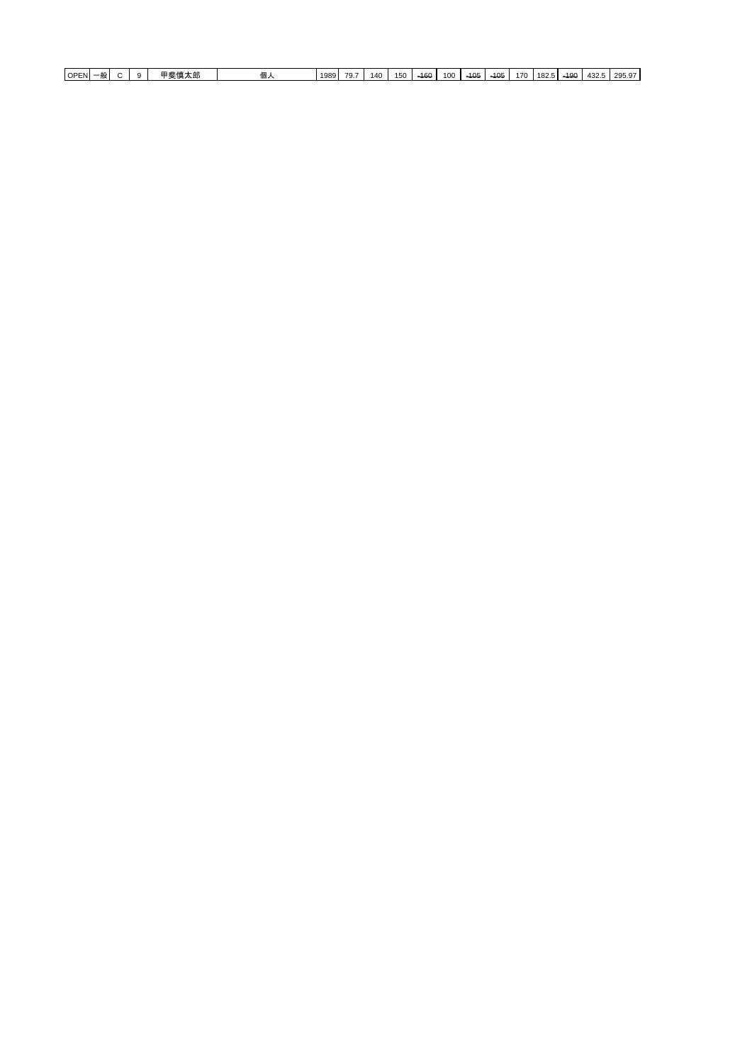| OPEN | 一般 | C | 9 | 甲斐慎太郎 | 個人 | 1989 | 79.7 | 140 | 150 | -160 | 100 | -105 | -105 | 170 | 182.5 | -190 | 432.5 | 295.97 |
|---|---|---|---|---|---|---|---|---|---|---|---|---|---|---|---|---|---|---|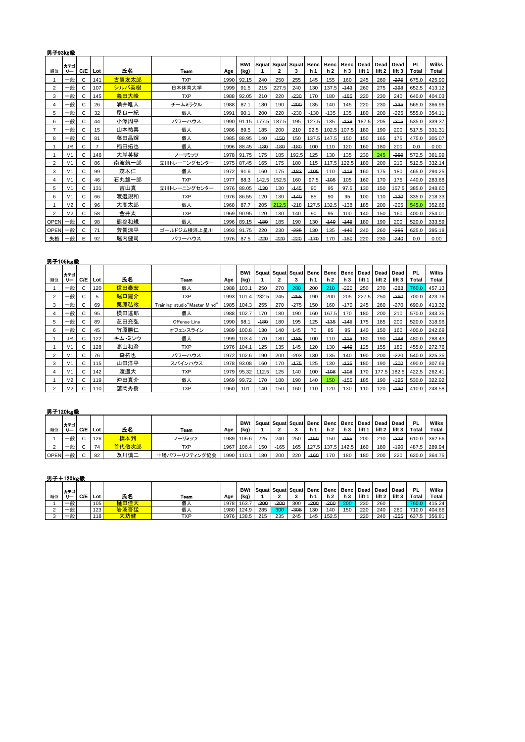### 男子93kg級

| 順位 | カテゴリー | C/E | Lot | 氏名 | Team | Age | BWt (kg) | Squat 1 | Squat 2 | Squat 3 | Bench 1 | Bench 2 | Bench 3 | Dead lift 1 | Dead lift 2 | Dead lift 3 | PL Total | Wilks Total |
|---|---|---|---|---|---|---|---|---|---|---|---|---|---|---|---|---|---|---|
| 1 | 一般 | C | 141 | 古賀友太郎 | TXP | 1990 | 92.15 | 240 | 250 | 255 | 145 | 155 | 160 | 245 | 260 | ~~275~~ | 675.0 | 425.90 |
| 2 | 一般 | C | 107 | シルバ英樹 | 日本体育大学 | 1999 | 91.5 | 215 | 227.5 | 240 | 130 | 137.5 | ~~143~~ | 260 | 275 | ~~298~~ | 652.5 | 413.12 |
| 3 | 一般 | C | 145 | 義田大峰 | TXP | 1988 | 92.05 | 210 | 220 | ~~230~~ | 170 | 180 | ~~185~~ | 220 | 230 | 240 | 640.0 | 404.03 |
| 4 | 一般 | C | 26 | 涌井唯人 | チームミラクル | 1988 | 87.1 | 180 | 190 | ~~200~~ | 135 | 140 | 145 | 220 | 230 | ~~235~~ | 565.0 | 366.96 |
| 5 | 一般 | C | 32 | 屋良一紀 | 個人 | 1991 | 90.1 | 200 | 220 | ~~230~~ | ~~130~~ | ~~135~~ | 135 | 180 | 200 | ~~225~~ | 555.0 | 354.11 |
| 6 | 一般 | C | 44 | 小澤周平 | パワーハウス | 1990 | 91.15 | 177.5 | 187.5 | 195 | 127.5 | 135 | ~~138~~ | 187.5 | 205 | ~~215~~ | 535.0 | 339.37 |
| 7 | 一般 | C | 15 | 山本祐喜 | 個人 | 1986 | 89.5 | 185 | 200 | 210 | 92.5 | 102.5 | 107.5 | 180 | 190 | 200 | 517.5 | 331.31 |
| 8 | 一般 | C | 81 | 藤田昌輝 | 個人 | 1985 | 88.95 | 140 | ~~150~~ | 150 | 137.5 | 147.5 | 150 | 150 | 165 | 175 | 475.0 | 305.07 |
| 1 | JR | C | 7 | 稲田拓也 | 個人 | 1996 | 88.45 | ~~180~~ | ~~180~~ | ~~180~~ | 100 | 110 | 120 | 160 | 180 | 200 | 0.0 | 0.00 |
| 1 | M1 | C | 146 | 大岸英樹 | ノーリミッツ | 1978 | 91.75 | 175 | 185 | 192.5 | 125 | 130 | 135 | 230 | 245 | ~~250~~ | 572.5 | 361.99 |
| 2 | M1 | C | 86 | 南波航一郎 | 立川トレーニングセンター | 1975 | 87.45 | 165 | 175 | 180 | 115 | 117.5 | 122.5 | 180 | 200 | 210 | 512.5 | 332.14 |
| 3 | M1 | C | 99 | 茂木仁 | 個人 | 1972 | 91.6 | 160 | 175 | ~~183~~ | ~~105~~ | 110 | ~~118~~ | 160 | 175 | 180 | 465.0 | 294.25 |
| 4 | M1 | C | 46 | 石丸雄一郎 | TXP | 1977 | 88.3 | 142.5 | 152.5 | 160 | 97.5 | ~~105~~ | 105 | 160 | 170 | 175 | 440.0 | 283.68 |
| 5 | M1 | C | 131 | 吉山真 | 立川トレーニングセンター | 1976 | 88.05 | ~~130~~ | 130 | ~~145~~ | 90 | 95 | 97.5 | 130 | 150 | 157.5 | 385.0 | 248.60 |
| 6 | M1 | C | 66 | 渡邉規和 | TXP | 1976 | 86.55 | 120 | 130 | ~~140~~ | 85 | 90 | 95 | 100 | 110 | ~~120~~ | 335.0 | 218.33 |
| 1 | M2 | C | 96 | 大高太郎 | 個人 | 1968 | 87.7 | 205 | 212.5 | ~~218~~ | 127.5 | 132.5 | ~~138~~ | 185 | 200 | ~~205~~ | 545.0 | 352.66 |
| 2 | M2 | C | 58 | 金井太 | TXP | 1969 | 90.95 | 120 | 130 | 140 | 90 | 95 | 100 | 140 | 150 | 160 | 400.0 | 254.01 |
| OPEN | 一般 | C | 98 | 熊谷和規 | 個人 | 1996 | 89.15 | ~~180~~ | 185 | 190 | 130 | ~~140~~ | ~~145~~ | 180 | 190 | 200 | 520.0 | 333.59 |
| OPEN | 一般 | C | 71 | 芳賀涼平 | ゴールドジム横浜上星川 | 1993 | 91.75 | 220 | 230 | ~~235~~ | 130 | 135 | ~~140~~ | 240 | 260 | ~~265~~ | 625.0 | 395.18 |
| 失格 | 一般 | E | 92 | 堀内健司 | パワーハウス | 1976 | 87.5 | ~~220~~ | ~~220~~ | ~~220~~ | ~~170~~ | 170 | ~~180~~ | 220 | 230 | ~~240~~ | 0.0 | 0.00 |

### 男子105kg級

| 順位 | カテゴリー | C/E | Lot | 氏名 | Team | Age | BWt (kg) | Squat 1 | Squat 2 | Squat 3 | Bench 1 | Bench 2 | Bench 3 | Dead lift 1 | Dead lift 2 | Dead lift 3 | PL Total | Wilks Total |
|---|---|---|---|---|---|---|---|---|---|---|---|---|---|---|---|---|---|---|
| 1 | 一般 | C | 120 | 信田泰宏 | 個人 | 1988 | 103.1 | 250 | 270 | 280 | 200 | 210 | ~~220~~ | 250 | 270 | ~~288~~ | 760.0 | 457.13 |
| 2 | 一般 | C | 5 | 堀口縮介 | TXP | 1993 | 101.4 | 232.5 | 245 | ~~258~~ | 190 | 200 | 205 | 227.5 | 250 | ~~260~~ | 700.0 | 423.76 |
| 3 | 一般 | C | 69 | 栗原弘教 | Training-studio"Master Mind" | 1985 | 104.3 | 255 | 270 | ~~275~~ | 150 | 160 | ~~170~~ | 245 | 260 | ~~270~~ | 690.0 | 413.32 |
| 4 | 一般 | C | 95 | 横田達郎 | 個人 | 1988 | 102.7 | 170 | 180 | 190 | 160 | 167.5 | 170 | 180 | 200 | 210 | 570.0 | 343.35 |
| 5 | 一般 | C | 89 | 芝田充弘 | Offense Line | 1990 | 98.1 | ~~180~~ | 180 | 195 | 125 | ~~135~~ | ~~145~~ | 175 | 185 | 200 | 520.0 | 318.96 |
| 6 | 一般 | C | 45 | 竹原勝仁 | オフェンスライン | 1989 | 100.8 | 130 | 140 | 145 | 70 | 85 | 95 | 140 | 150 | 160 | 400.0 | 242.69 |
| 1 | JR | C | 122 | キム・ミンウ | 個人 | 1999 | 103.4 | 170 | 180 | ~~185~~ | 100 | 110 | ~~115~~ | 180 | 190 | ~~198~~ | 480.0 | 288.43 |
| 1 | M1 | C | 128 | 高山和澄 | 個人 | 1976 | 104.1 | 125 | 135 | 145 | 120 | 130 | ~~140~~ | 125 | 155 | 180 | 455.0 | 272.76 |
| 2 | M1 | C | 76 | 森拓也 | パワーハウス | 1972 | 102.6 | 190 | 200 | ~~203~~ | 130 | 135 | 140 | 190 | 200 | ~~220~~ | 540.0 | 325.35 |
| 3 | M1 | C | 115 | 山田洋平 | スパインハウス | 1978 | 93.08 | 160 | 170 | ~~175~~ | 125 | 130 | ~~135~~ | 180 | 190 | ~~200~~ | 490.0 | 307.69 |
| 4 | M1 | C | 142 | 渡邊大 | TXP | 1979 | 95.32 | 112.5 | 125 | 140 | 100 | ~~108~~ | ~~108~~ | 170 | 177.5 | 182.5 | 422.5 | 262.41 |
| 1 | M2 | C | 119 | 沖田真介 | 個人 | 1969 | 99.72 | 170 | 180 | 190 | 140 | 150 | ~~155~~ | 185 | 190 | ~~195~~ | 530.0 | 322.92 |
| 2 | M2 | C | 110 | 舘岡秀樹 | TXP | 1960 | 101 | 140 | 150 | 160 | 110 | 120 | 130 | 110 | 120 | ~~130~~ | 410.0 | 248.58 |

### 男子120kg級

| 順位 | カテゴリー | C/E | Lot | 氏名 | Team | Age | BWt (kg) | Squat 1 | Squat 2 | Squat 3 | Bench 1 | Bench 2 | Bench 3 | Dead lift 1 | Dead lift 2 | Dead lift 3 | PL Total | Wilks Total |
|---|---|---|---|---|---|---|---|---|---|---|---|---|---|---|---|---|---|---|
| 1 | 一般 | C | 126 | 橋本到 | ノーリミッツ | 1989 | 106.6 | 225 | 240 | 250 | ~~150~~ | 150 | ~~155~~ | 200 | 210 | ~~223~~ | 610.0 | 362.66 |
| 2 | 一般 | C | 74 | 首代敬次郎 | TXP | 1967 | 106.4 | 150 | ~~165~~ | 165 | 127.5 | 137.5 | 142.5 | 160 | 180 | ~~190~~ | 487.5 | 289.94 |
| OPEN | 一般 | C | 82 | 及川慎二 | 十勝パワーリフティング協会 | 1990 | 110.1 | 180 | 200 | 220 | ~~160~~ | 170 | 180 | 180 | 200 | 220 | 620.0 | 364.75 |

### 男子＋120kg級

| 順位 | カテゴリー | C/E | Lot | 氏名 | Team | Age | BWt (kg) | Squat 1 | Squat 2 | Squat 3 | Bench 1 | Bench 2 | Bench 3 | Dead lift 1 | Dead lift 2 | Dead lift 3 | PL Total | Wilks Total |
|---|---|---|---|---|---|---|---|---|---|---|---|---|---|---|---|---|---|---|
| 1 | 一般 | | 105 | 樋田佳大 | 個人 | 1978 | 163.7 | ~~300~~ | ~~300~~ | 300 | ~~200~~ | ~~200~~ | 200 | 230 | 260 | | 760.0 | 415.24 |
| 2 | 一般 | | 123 | 岩波吾猛 | 個人 | 1980 | 124.9 | 285 | 300 | ~~308~~ | 130 | 140 | 150 | 220 | 240 | 260 | 710.0 | 404.66 |
| 3 | 一般 | | 118 | 大坊健 | TXP | 1976 | 138.5 | 215 | 235 | 245 | 145 | 152.5 | | 220 | 240 | ~~255~~ | 637.5 | 356.81 |